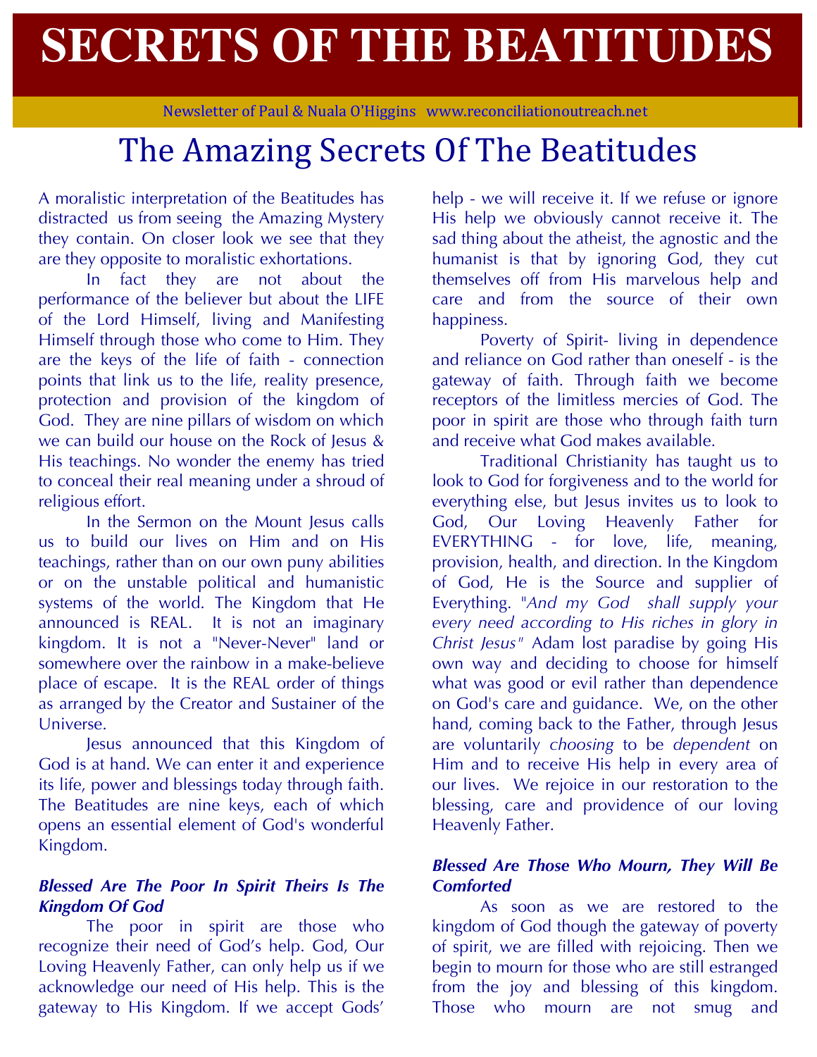# SECRETS OF THE BEATITUDES

Newsletter of Paul & Nuala O'Higgins www.reconciliationoutreach.net

## The Amazing Secrets Of The Beatitudes

A moralistic interpretation of the Beatitudes has distracted us from seeing the Amazing Mystery they contain. On closer look we see that they are they opposite to moralistic exhortations.

In fact they are not about the performance of the believer but about the LIFE of the Lord Himself, living and Manifesting Himself through those who come to Him. They are the keys of the life of faith - connection points that link us to the life, reality presence, protection and provision of the kingdom of God. They are nine pillars of wisdom on which we can build our house on the Rock of Jesus & His teachings. No wonder the enemy has tried to conceal their real meaning under a shroud of religious effort.

In the Sermon on the Mount Jesus calls us to build our lives on Him and on His teachings, rather than on our own puny abilities or on the unstable political and humanistic systems of the world. The Kingdom that He announced is REAL. It is not an imaginary kingdom. It is not a "Never-Never" land or somewhere over the rainbow in a make-believe place of escape. It is the REAL order of things as arranged by the Creator and Sustainer of the Universe.

Jesus announced that this Kingdom of God is at hand. We can enter it and experience its life, power and blessings today through faith. The Beatitudes are nine keys, each of which opens an essential element of God's wonderful Kingdom.

### *Blessed Are The Poor In Spirit Theirs Is The Kingdom Of God*

The poor in spirit are those who recognize their need of God's help. God, Our Loving Heavenly Father, can only help us if we acknowledge our need of His help. This is the gateway to His Kingdom. If we accept Gods' help - we will receive it. If we refuse or ignore His help we obviously cannot receive it. The sad thing about the atheist, the agnostic and the humanist is that by ignoring God, they cut themselves off from His marvelous help and care and from the source of their own happiness.

Poverty of Spirit- living in dependence and reliance on God rather than oneself - is the gateway of faith. Through faith we become receptors of the limitless mercies of God. The poor in spirit are those who through faith turn and receive what God makes available.

Traditional Christianity has taught us to look to God for forgiveness and to the world for everything else, but Jesus invites us to look to God, Our Loving Heavenly Father for EVERYTHING - for love, life, meaning, provision, health, and direction. In the Kingdom of God, He is the Source and supplier of Everything. *"And my God shall supply your every need according to His riches in glory in Christ Jesus"* Adam lost paradise by going His own way and deciding to choose for himself what was good or evil rather than dependence on God's care and guidance. We, on the other hand, coming back to the Father, through Jesus are voluntarily *choosing* to be *dependent* on Him and to receive His help in every area of our lives. We rejoice in our restoration to the blessing, care and providence of our loving Heavenly Father.

### *Blessed Are Those Who Mourn, They Will Be Comforted*

As soon as we are restored to the kingdom of God though the gateway of poverty of spirit, we are filled with rejoicing. Then we begin to mourn for those who are still estranged from the joy and blessing of this kingdom. Those who mourn are not smug and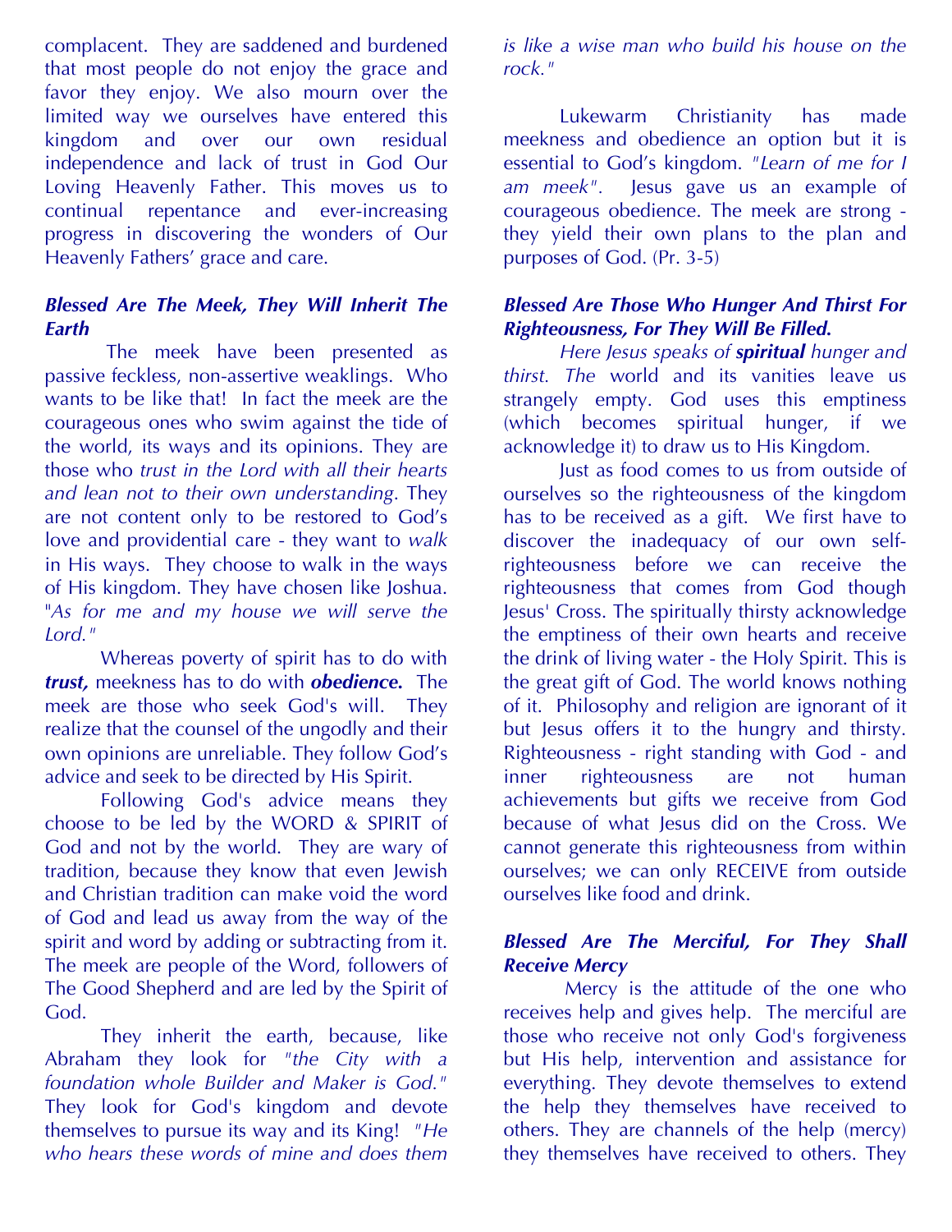complacent. They are saddened and burdened that most people do not enjoy the grace and favor they enjoy. We also mourn over the limited way we ourselves have entered this kingdom and over our own residual independence and lack of trust in God Our Loving Heavenly Father. This moves us to continual repentance and ever-increasing progress in discovering the wonders of Our Heavenly Fathers' grace and care.

***Blessed Are The Meek, They Will Inherit The Earth***

The meek have been presented as passive feckless, non-assertive weaklings. Who wants to be like that! In fact the meek are the courageous ones who swim against the tide of the world, its ways and its opinions. They are those who *trust in the Lord with all their hearts and lean not to their own understanding*. They are not content only to be restored to God's love and providential care - they want to *walk* in His ways. They choose to walk in the ways of His kingdom. They have chosen like Joshua. *"As for me and my house we will serve the Lord."*

Whereas poverty of spirit has to do with ***trust,*** meekness has to do with ***obedience.*** The meek are those who seek God's will. They realize that the counsel of the ungodly and their own opinions are unreliable. They follow God's advice and seek to be directed by His Spirit.

Following God's advice means they choose to be led by the WORD & SPIRIT of God and not by the world. They are wary of tradition, because they know that even Jewish and Christian tradition can make void the word of God and lead us away from the way of the spirit and word by adding or subtracting from it. The meek are people of the Word, followers of The Good Shepherd and are led by the Spirit of God.

They inherit the earth, because, like Abraham they look for *"the City with a foundation whole Builder and Maker is God."* They look for God's kingdom and devote themselves to pursue its way and its King! *"He who hears these words of mine and does them is like a wise man who build his house on the rock."*

Lukewarm Christianity has made meekness and obedience an option but it is essential to God's kingdom. *"Learn of me for I am meek"*. Jesus gave us an example of courageous obedience. The meek are strong - they yield their own plans to the plan and purposes of God. (Pr. 3-5)

***Blessed Are Those Who Hunger And Thirst For Righteousness, For They Will Be Filled.***

*Here Jesus speaks of* ***spiritual*** *hunger and thirst. The* world and its vanities leave us strangely empty. God uses this emptiness (which becomes spiritual hunger, if we acknowledge it) to draw us to His Kingdom.

Just as food comes to us from outside of ourselves so the righteousness of the kingdom has to be received as a gift. We first have to discover the inadequacy of our own self-righteousness before we can receive the righteousness that comes from God though Jesus' Cross. The spiritually thirsty acknowledge the emptiness of their own hearts and receive the drink of living water - the Holy Spirit. This is the great gift of God. The world knows nothing of it. Philosophy and religion are ignorant of it but Jesus offers it to the hungry and thirsty. Righteousness - right standing with God - and inner righteousness are not human achievements but gifts we receive from God because of what Jesus did on the Cross. We cannot generate this righteousness from within ourselves; we can only RECEIVE from outside ourselves like food and drink.

***Blessed Are The Merciful, For They Shall Receive Mercy***

Mercy is the attitude of the one who receives help and gives help. The merciful are those who receive not only God's forgiveness but His help, intervention and assistance for everything. They devote themselves to extend the help they themselves have received to others. They are channels of the help (mercy) they themselves have received to others. They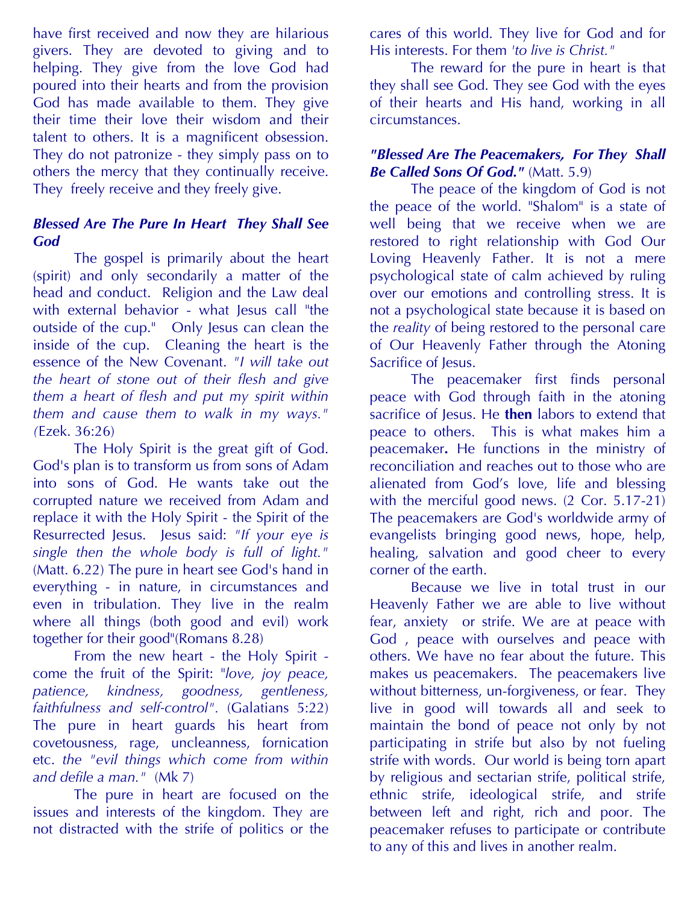have first received and now they are hilarious givers. They are devoted to giving and to helping. They give from the love God had poured into their hearts and from the provision God has made available to them. They give their time their love their wisdom and their talent to others. It is a magnificent obsession. They do not patronize - they simply pass on to others the mercy that they continually receive. They freely receive and they freely give.

### *Blessed Are The Pure In Heart They Shall See God*

The gospel is primarily about the heart (spirit) and only secondarily a matter of the head and conduct. Religion and the Law deal with external behavior - what Jesus call "the outside of the cup." Only Jesus can clean the inside of the cup. Cleaning the heart is the essence of the New Covenant. *"I will take out the heart of stone out of their flesh and give them a heart of flesh and put my spirit within them and cause them to walk in my ways."* *(*Ezek. 36:26)

The Holy Spirit is the great gift of God. God's plan is to transform us from sons of Adam into sons of God. He wants take out the corrupted nature we received from Adam and replace it with the Holy Spirit - the Spirit of the Resurrected Jesus. Jesus said: *"If your eye is single then the whole body is full of light."* (Matt. 6.22) The pure in heart see God's hand in everything - in nature, in circumstances and even in tribulation. They live in the realm where all things (both good and evil) work together for their good"(Romans 8.28)

From the new heart - the Holy Spirit - come the fruit of the Spirit: *"love, joy peace, patience, kindness, goodness, gentleness, faithfulness and self-control".* (Galatians 5:22) The pure in heart guards his heart from covetousness, rage, uncleanness, fornication etc. *the "evil things which come from within and defile a man."* (Mk 7)

The pure in heart are focused on the issues and interests of the kingdom. They are not distracted with the strife of politics or the cares of this world. They live for God and for His interests. For them *'to live is Christ."*

The reward for the pure in heart is that they shall see God. They see God with the eyes of their hearts and His hand, working in all circumstances.

### *"Blessed Are The Peacemakers, For They Shall Be Called Sons Of God."* (Matt. 5.9)

The peace of the kingdom of God is not the peace of the world. "Shalom" is a state of well being that we receive when we are restored to right relationship with God Our Loving Heavenly Father. It is not a mere psychological state of calm achieved by ruling over our emotions and controlling stress. It is not a psychological state because it is based on the *reality* of being restored to the personal care of Our Heavenly Father through the Atoning Sacrifice of Jesus.

The peacemaker first finds personal peace with God through faith in the atoning sacrifice of Jesus. He **then** labors to extend that peace to others. This is what makes him a peacemaker**.** He functions in the ministry of reconciliation and reaches out to those who are alienated from God's love, life and blessing with the merciful good news. (2 Cor. 5.17-21) The peacemakers are God's worldwide army of evangelists bringing good news, hope, help, healing, salvation and good cheer to every corner of the earth.

Because we live in total trust in our Heavenly Father we are able to live without fear, anxiety or strife. We are at peace with God , peace with ourselves and peace with others. We have no fear about the future. This makes us peacemakers. The peacemakers live without bitterness, un-forgiveness, or fear. They live in good will towards all and seek to maintain the bond of peace not only by not participating in strife but also by not fueling strife with words. Our world is being torn apart by religious and sectarian strife, political strife, ethnic strife, ideological strife, and strife between left and right, rich and poor. The peacemaker refuses to participate or contribute to any of this and lives in another realm.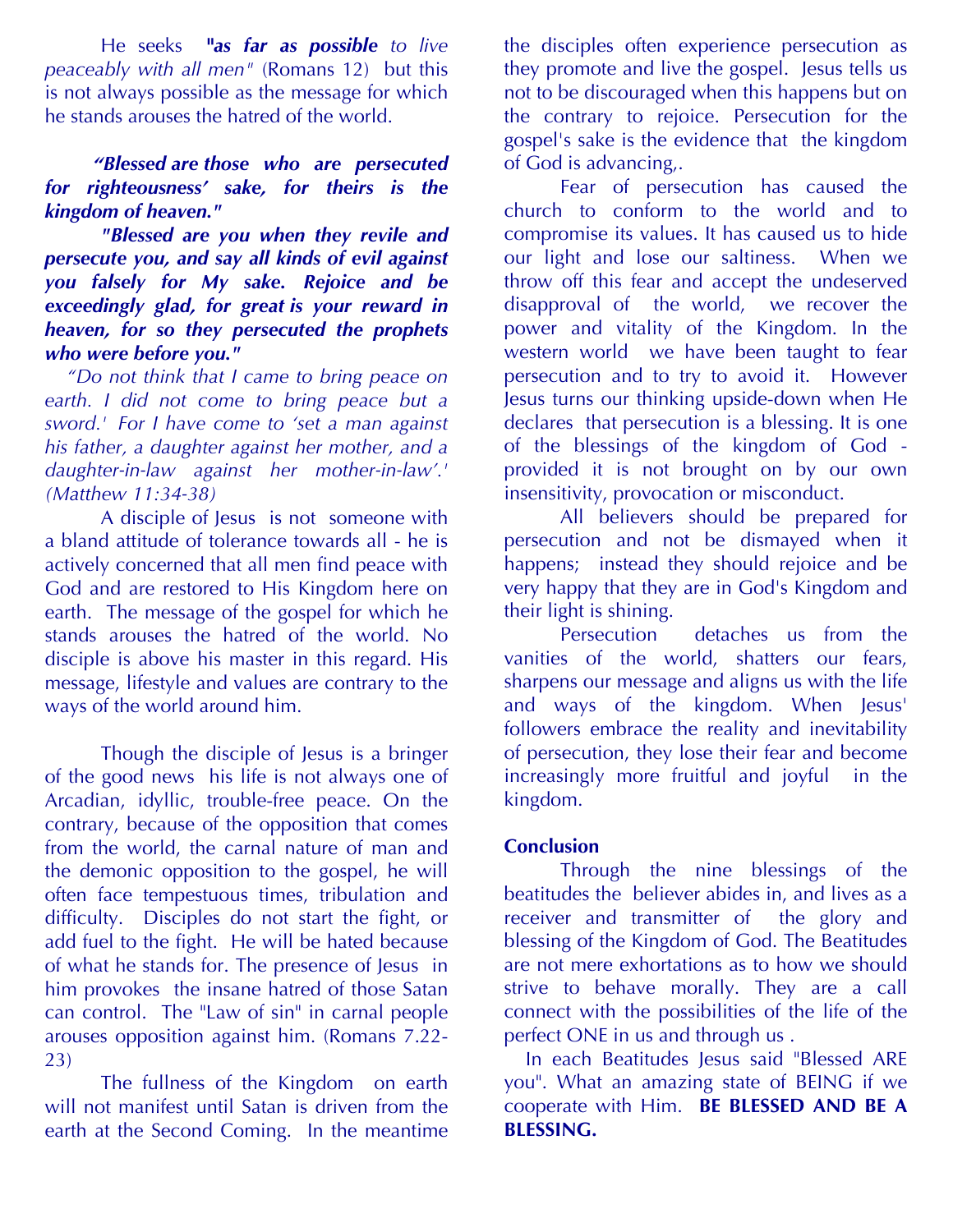He seeks **"*as far as possible*** *to live peaceably with all men"* (Romans 12) but this is not always possible as the message for which he stands arouses the hatred of the world.

***"Blessed are those who are persecuted for righteousness' sake, for theirs is the kingdom of heaven."***

***"Blessed are you when they revile and persecute you, and say all kinds of evil against you falsely for My sake. Rejoice and be exceedingly glad, for great is your reward in heaven, for so they persecuted the prophets who were before you."***

*"Do not think that I came to bring peace on earth. I did not come to bring peace but a sword.' For I have come to 'set a man against his father, a daughter against her mother, and a daughter-in-law against her mother-in-law'.' (Matthew 11:34-38)*

A disciple of Jesus is not someone with a bland attitude of tolerance towards all - he is actively concerned that all men find peace with God and are restored to His Kingdom here on earth. The message of the gospel for which he stands arouses the hatred of the world. No disciple is above his master in this regard. His message, lifestyle and values are contrary to the ways of the world around him.

Though the disciple of Jesus is a bringer of the good news his life is not always one of Arcadian, idyllic, trouble-free peace. On the contrary, because of the opposition that comes from the world, the carnal nature of man and the demonic opposition to the gospel, he will often face tempestuous times, tribulation and difficulty. Disciples do not start the fight, or add fuel to the fight. He will be hated because of what he stands for. The presence of Jesus in him provokes the insane hatred of those Satan can control. The "Law of sin" in carnal people arouses opposition against him. (Romans 7.22-23)

The fullness of the Kingdom on earth will not manifest until Satan is driven from the earth at the Second Coming. In the meantime the disciples often experience persecution as they promote and live the gospel. Jesus tells us not to be discouraged when this happens but on the contrary to rejoice. Persecution for the gospel's sake is the evidence that the kingdom of God is advancing,.

Fear of persecution has caused the church to conform to the world and to compromise its values. It has caused us to hide our light and lose our saltiness. When we throw off this fear and accept the undeserved disapproval of the world, we recover the power and vitality of the Kingdom. In the western world we have been taught to fear persecution and to try to avoid it. However Jesus turns our thinking upside-down when He declares that persecution is a blessing. It is one of the blessings of the kingdom of God - provided it is not brought on by our own insensitivity, provocation or misconduct.

All believers should be prepared for persecution and not be dismayed when it happens; instead they should rejoice and be very happy that they are in God's Kingdom and their light is shining.

Persecution detaches us from the vanities of the world, shatters our fears, sharpens our message and aligns us with the life and ways of the kingdom. When Jesus' followers embrace the reality and inevitability of persecution, they lose their fear and become increasingly more fruitful and joyful in the kingdom.

**Conclusion**

Through the nine blessings of the beatitudes the believer abides in, and lives as a receiver and transmitter of the glory and blessing of the Kingdom of God. The Beatitudes are not mere exhortations as to how we should strive to behave morally. They are a call connect with the possibilities of the life of the perfect ONE in us and through us .

In each Beatitudes Jesus said "Blessed ARE you". What an amazing state of BEING if we cooperate with Him. **BE BLESSED AND BE A BLESSING.**